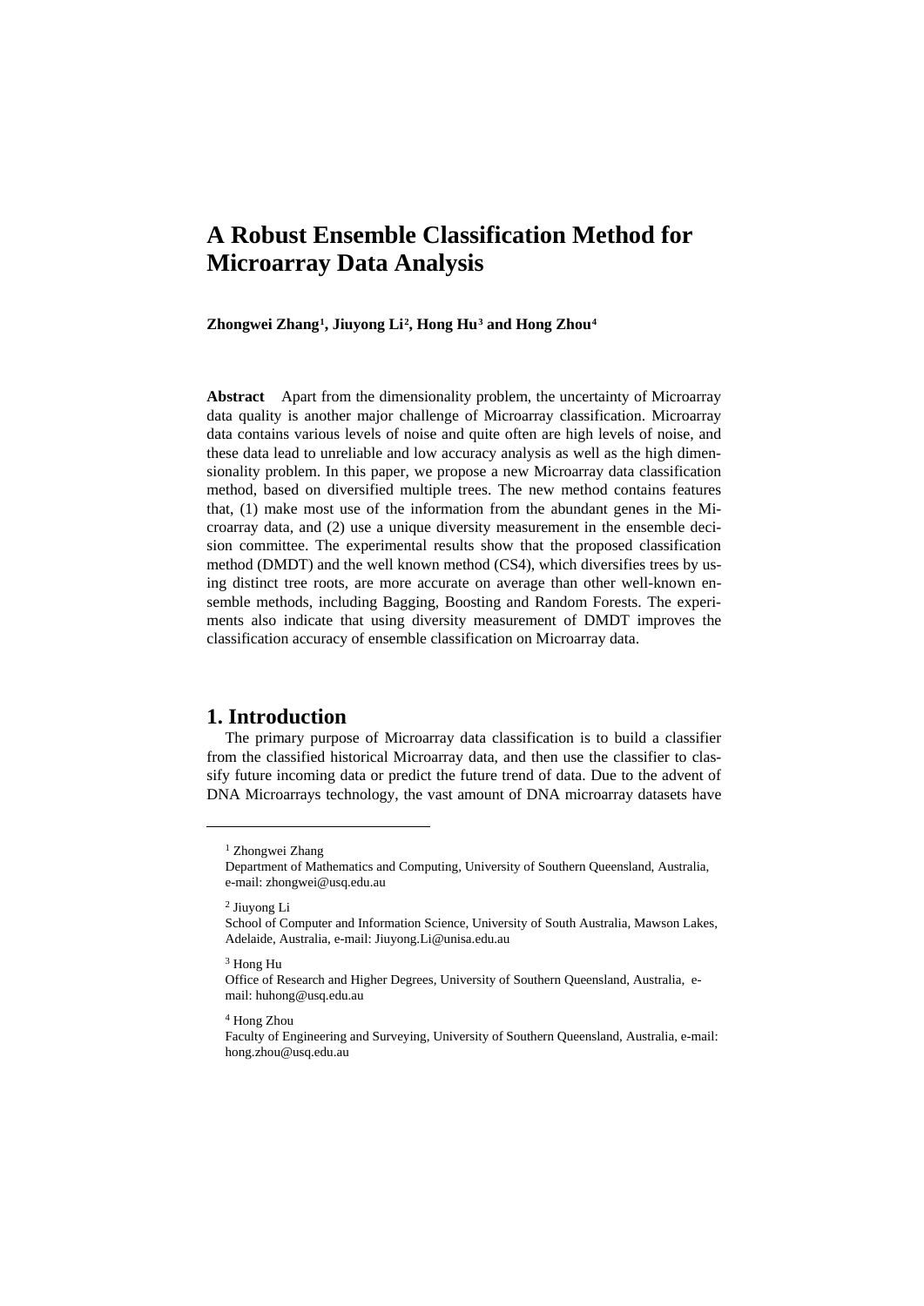# A Robust Ensemble Classification Method for Microarray Data Analysis

**Zhongwei Zhang[1], Jiuyong Li[2], Hong Hu[3] and Hong Zhou[4]**

**Abstract** Apart from the dimensionality problem, the uncertainty of Microarray data quality is another major challenge of Microarray classification. Microarray data contains various levels of noise and quite often are high levels of noise, and these data lead to unreliable and low accuracy analysis as well as the high dimensionality problem. In this paper, we propose a new Microarray data classification method, based on diversified multiple trees. The new method contains features that, (1) make most use of the information from the abundant genes in the Microarray data, and (2) use a unique diversity measurement in the ensemble decision committee. The experimental results show that the proposed classification method (DMDT) and the well known method (CS4), which diversifies trees by using distinct tree roots, are more accurate on average than other well-known ensemble methods, including Bagging, Boosting and Random Forests. The experiments also indicate that using diversity measurement of DMDT improves the classification accuracy of ensemble classification on Microarray data.

## 1. Introduction

The primary purpose of Microarray data classification is to build a classifier from the classified historical Microarray data, and then use the classifier to classify future incoming data or predict the future trend of data. Due to the advent of DNA Microarrays technology, the vast amount of DNA microarray datasets have

---

[1] Zhongwei Zhang
Department of Mathematics and Computing, University of Southern Queensland, Australia, e-mail: zhongwei@usq.edu.au

[2] Jiuyong Li
School of Computer and Information Science, University of South Australia, Mawson Lakes, Adelaide, Australia, e-mail: Jiuyong.Li@unisa.edu.au

[3] Hong Hu
Office of Research and Higher Degrees, University of Southern Queensland, Australia, e-mail: huhong@usq.edu.au

[4] Hong Zhou
Faculty of Engineering and Surveying, University of Southern Queensland, Australia, e-mail: hong.zhou@usq.edu.au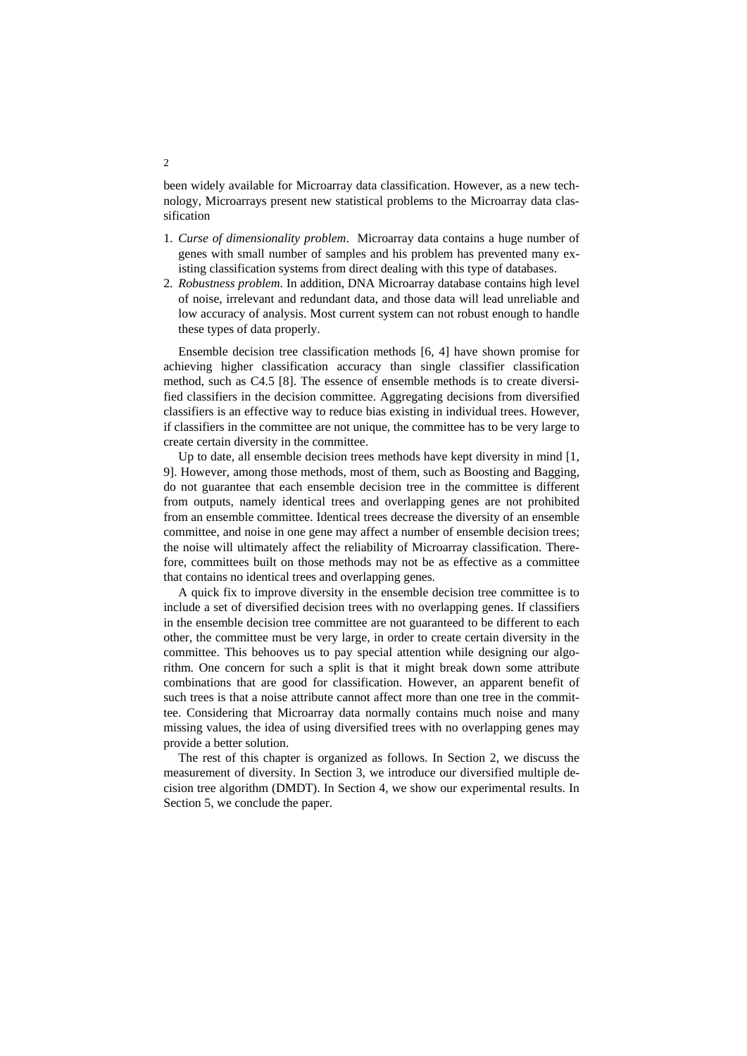been widely available for Microarray data classification. However, as a new technology, Microarrays present new statistical problems to the Microarray data classification

1. *Curse of dimensionality problem*. Microarray data contains a huge number of genes with small number of samples and his problem has prevented many existing classification systems from direct dealing with this type of databases.
2. *Robustness problem*. In addition, DNA Microarray database contains high level of noise, irrelevant and redundant data, and those data will lead unreliable and low accuracy of analysis. Most current system can not robust enough to handle these types of data properly.

Ensemble decision tree classification methods [6, 4] have shown promise for achieving higher classification accuracy than single classifier classification method, such as C4.5 [8]. The essence of ensemble methods is to create diversified classifiers in the decision committee. Aggregating decisions from diversified classifiers is an effective way to reduce bias existing in individual trees. However, if classifiers in the committee are not unique, the committee has to be very large to create certain diversity in the committee.

Up to date, all ensemble decision trees methods have kept diversity in mind [1, 9]. However, among those methods, most of them, such as Boosting and Bagging, do not guarantee that each ensemble decision tree in the committee is different from outputs, namely identical trees and overlapping genes are not prohibited from an ensemble committee. Identical trees decrease the diversity of an ensemble committee, and noise in one gene may affect a number of ensemble decision trees; the noise will ultimately affect the reliability of Microarray classification. Therefore, committees built on those methods may not be as effective as a committee that contains no identical trees and overlapping genes.

A quick fix to improve diversity in the ensemble decision tree committee is to include a set of diversified decision trees with no overlapping genes. If classifiers in the ensemble decision tree committee are not guaranteed to be different to each other, the committee must be very large, in order to create certain diversity in the committee. This behooves us to pay special attention while designing our algorithm. One concern for such a split is that it might break down some attribute combinations that are good for classification. However, an apparent benefit of such trees is that a noise attribute cannot affect more than one tree in the committee. Considering that Microarray data normally contains much noise and many missing values, the idea of using diversified trees with no overlapping genes may provide a better solution.

The rest of this chapter is organized as follows. In Section 2, we discuss the measurement of diversity. In Section 3, we introduce our diversified multiple decision tree algorithm (DMDT). In Section 4, we show our experimental results. In Section 5, we conclude the paper.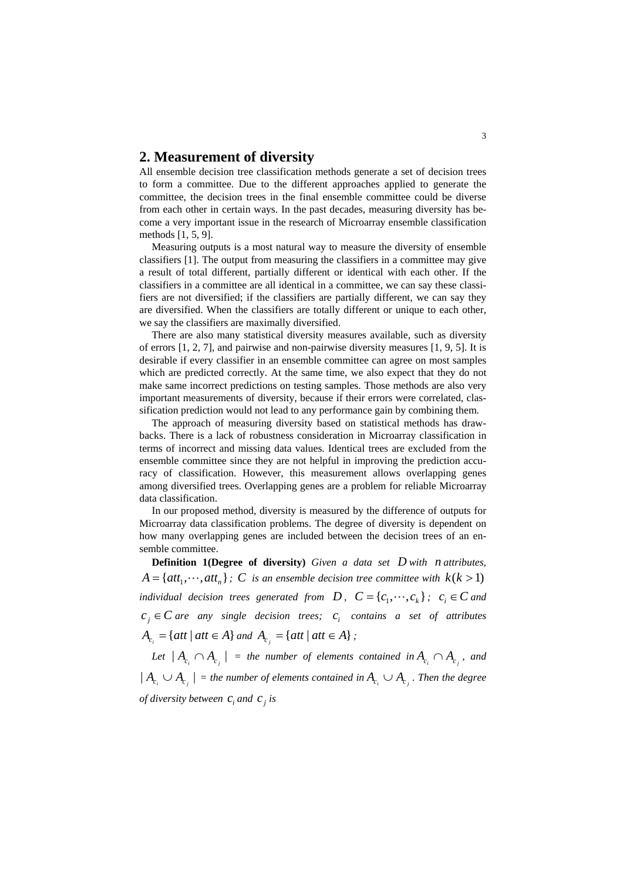## 2. Measurement of diversity

All ensemble decision tree classification methods generate a set of decision trees to form a committee. Due to the different approaches applied to generate the committee, the decision trees in the final ensemble committee could be diverse from each other in certain ways. In the past decades, measuring diversity has become a very important issue in the research of Microarray ensemble classification methods [1, 5, 9].

Measuring outputs is a most natural way to measure the diversity of ensemble classifiers [1]. The output from measuring the classifiers in a committee may give a result of total different, partially different or identical with each other. If the classifiers in a committee are all identical in a committee, we can say these classifiers are not diversified; if the classifiers are partially different, we can say they are diversified. When the classifiers are totally different or unique to each other, we say the classifiers are maximally diversified.

There are also many statistical diversity measures available, such as diversity of errors [1, 2, 7], and pairwise and non-pairwise diversity measures [1, 9, 5]. It is desirable if every classifier in an ensemble committee can agree on most samples which are predicted correctly. At the same time, we also expect that they do not make same incorrect predictions on testing samples. Those methods are also very important measurements of diversity, because if their errors were correlated, classification prediction would not lead to any performance gain by combining them.

The approach of measuring diversity based on statistical methods has drawbacks. There is a lack of robustness consideration in Microarray classification in terms of incorrect and missing data values. Identical trees are excluded from the ensemble committee since they are not helpful in improving the prediction accuracy of classification. However, this measurement allows overlapping genes among diversified trees. Overlapping genes are a problem for reliable Microarray data classification.

In our proposed method, diversity is measured by the difference of outputs for Microarray data classification problems. The degree of diversity is dependent on how many overlapping genes are included between the decision trees of an ensemble committee.

**Definition 1(Degree of diversity)** *Given a data set* $D$ *with* $n$ *attributes,* $A = \{att_1, \cdots, att_n\}$ *;* $C$ *is an ensemble decision tree committee with* $k (k > 1)$ *individual decision trees generated from* $D$ *,* $C = \{c_1, \cdots, c_k\}$ *;* $c_i \in C$ *and* $c_j \in C$ *are any single decision trees;* $c_i$ *contains a set of attributes* $A_{c_i} = \{att \mid att \in A\}$ *and* $A_{c_j} = \{att \mid att \in A\}$ *;*

*Let* $| A_{c_i} \cap A_{c_j} |$ *= the number of elements contained in* $A_{c_i} \cap A_{c_j}$*, and* $| A_{c_i} \cup A_{c_j} |$ *= the number of elements contained in* $A_{c_i} \cup A_{c_j}$*. Then the degree of diversity between* $c_i$ *and* $c_j$ *is*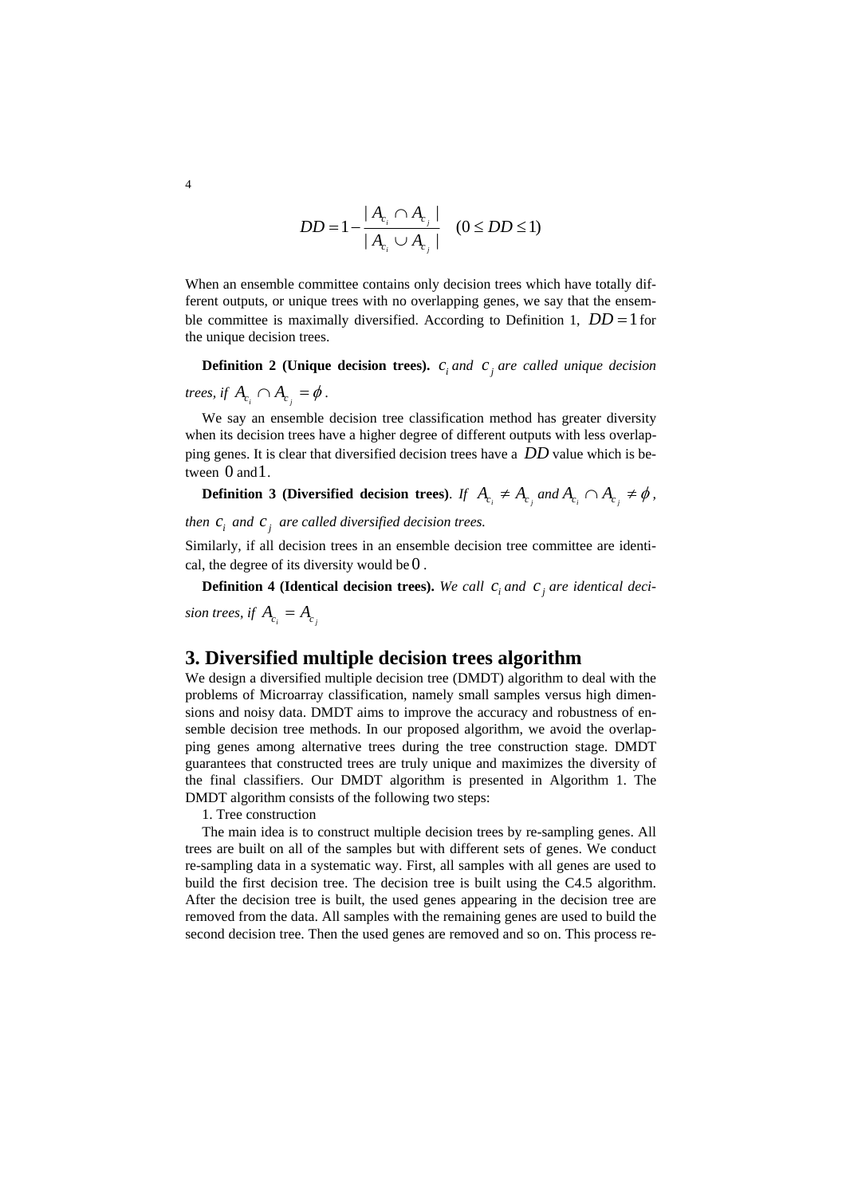$$DD = 1 - \frac{|A_{c_i} \cap A_{c_j}|}{|A_{c_i} \cup A_{c_j}|} \quad (0 \leq DD \leq 1)$$

When an ensemble committee contains only decision trees which have totally different outputs, or unique trees with no overlapping genes, we say that the ensemble committee is maximally diversified. According to Definition 1, $DD = 1$ for the unique decision trees.

**Definition 2 (Unique decision trees).** *$c_i$ and $c_j$ are called unique decision trees, if $A_{c_i} \cap A_{c_j} = \phi$.*

We say an ensemble decision tree classification method has greater diversity when its decision trees have a higher degree of different outputs with less overlapping genes. It is clear that diversified decision trees have a $DD$ value which is between $0$ and $1$.

**Definition 3 (Diversified decision trees)**. *If $A_{c_i} \neq A_{c_j}$ and $A_{c_i} \cap A_{c_j} \neq \phi$, then $c_i$ and $c_j$ are called diversified decision trees.*

Similarly, if all decision trees in an ensemble decision tree committee are identical, the degree of its diversity would be $0$.

**Definition 4 (Identical decision trees).** *We call $c_i$ and $c_j$ are identical decision trees, if $A_{c_i} = A_{c_j}$*

## 3. Diversified multiple decision trees algorithm

We design a diversified multiple decision tree (DMDT) algorithm to deal with the problems of Microarray classification, namely small samples versus high dimensions and noisy data. DMDT aims to improve the accuracy and robustness of ensemble decision tree methods. In our proposed algorithm, we avoid the overlapping genes among alternative trees during the tree construction stage. DMDT guarantees that constructed trees are truly unique and maximizes the diversity of the final classifiers. Our DMDT algorithm is presented in Algorithm 1. The DMDT algorithm consists of the following two steps:

1. Tree construction

The main idea is to construct multiple decision trees by re-sampling genes. All trees are built on all of the samples but with different sets of genes. We conduct re-sampling data in a systematic way. First, all samples with all genes are used to build the first decision tree. The decision tree is built using the C4.5 algorithm. After the decision tree is built, the used genes appearing in the decision tree are removed from the data. All samples with the remaining genes are used to build the second decision tree. Then the used genes are removed and so on. This process re-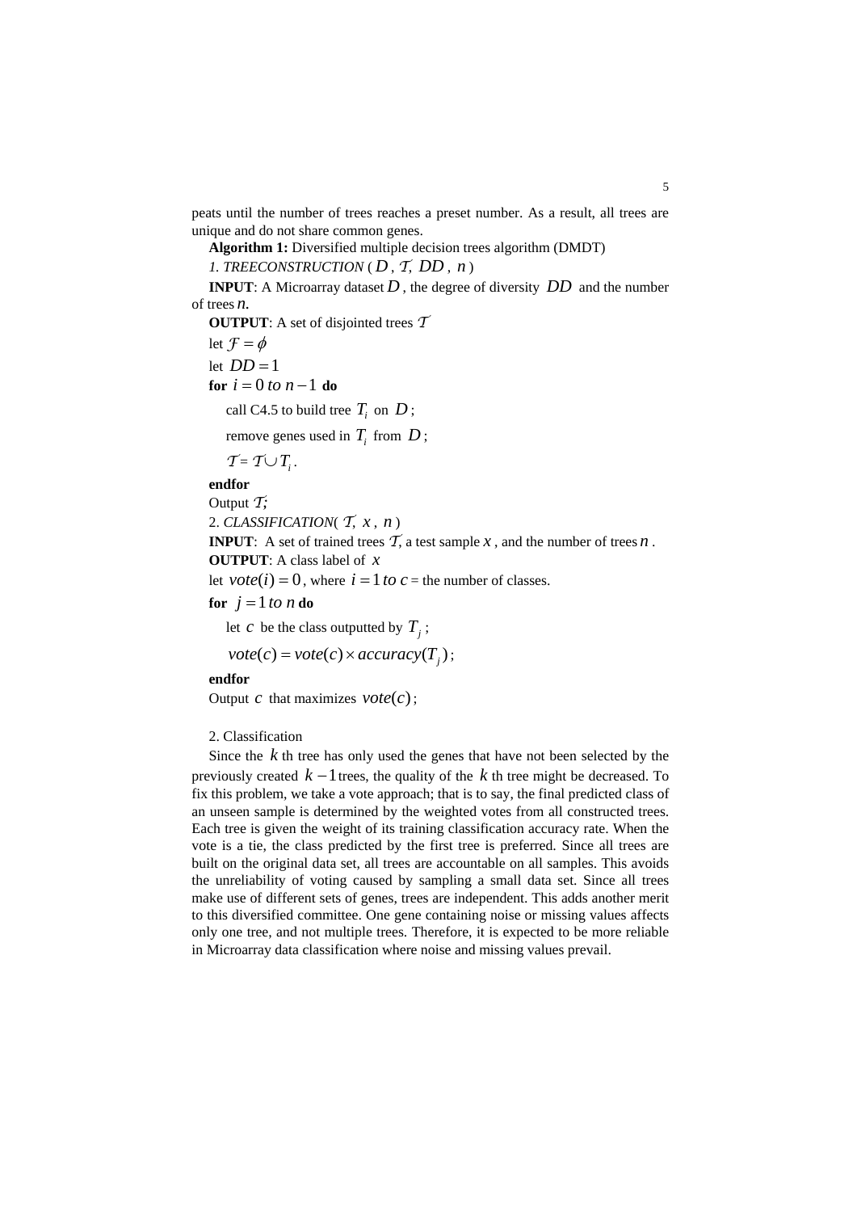peats until the number of trees reaches a preset number. As a result, all trees are unique and do not share common genes.

**Algorithm 1:** Diversified multiple decision trees algorithm (DMDT)

*1. TREECONSTRUCTION* ( $D$ , $\mathcal{T}$, $DD$ , $n$ )

**INPUT**: A Microarray dataset $D$ , the degree of diversity $DD$ and the number of trees $n$.

**OUTPUT**: A set of disjointed trees $\mathcal{T}$

let $\mathcal{F} = \phi$

let $DD = 1$

**for** $i = 0$ *to* $n - 1$ **do**

call C4.5 to build tree $T_i$ on $D$ ;

remove genes used in $T_i$ from $D$ ;

$\mathcal{T} = \mathcal{T} \cup T_i$ .

**endfor**

Output $\mathcal{T}$;

2. *CLASSIFICATION*( $\mathcal{T}$, $x$ , $n$ )

**INPUT**: A set of trained trees $\mathcal{T}$, a test sample $x$ , and the number of trees $n$ .

**OUTPUT**: A class label of $x$

let $vote(i) = 0$ , where $i = 1$ *to* $c$ = the number of classes.

**for** $j = 1$ *to* $n$ **do**

let $c$ be the class outputted by $T_j$ ;

$vote(c) = vote(c) \times accuracy(T_j)$ ;

**endfor**

Output $c$ that maximizes $vote(c)$ ;

2. Classification

Since the $k$ th tree has only used the genes that have not been selected by the previously created $k-1$ trees, the quality of the $k$ th tree might be decreased. To fix this problem, we take a vote approach; that is to say, the final predicted class of an unseen sample is determined by the weighted votes from all constructed trees. Each tree is given the weight of its training classification accuracy rate. When the vote is a tie, the class predicted by the first tree is preferred. Since all trees are built on the original data set, all trees are accountable on all samples. This avoids the unreliability of voting caused by sampling a small data set. Since all trees make use of different sets of genes, trees are independent. This adds another merit to this diversified committee. One gene containing noise or missing values affects only one tree, and not multiple trees. Therefore, it is expected to be more reliable in Microarray data classification where noise and missing values prevail.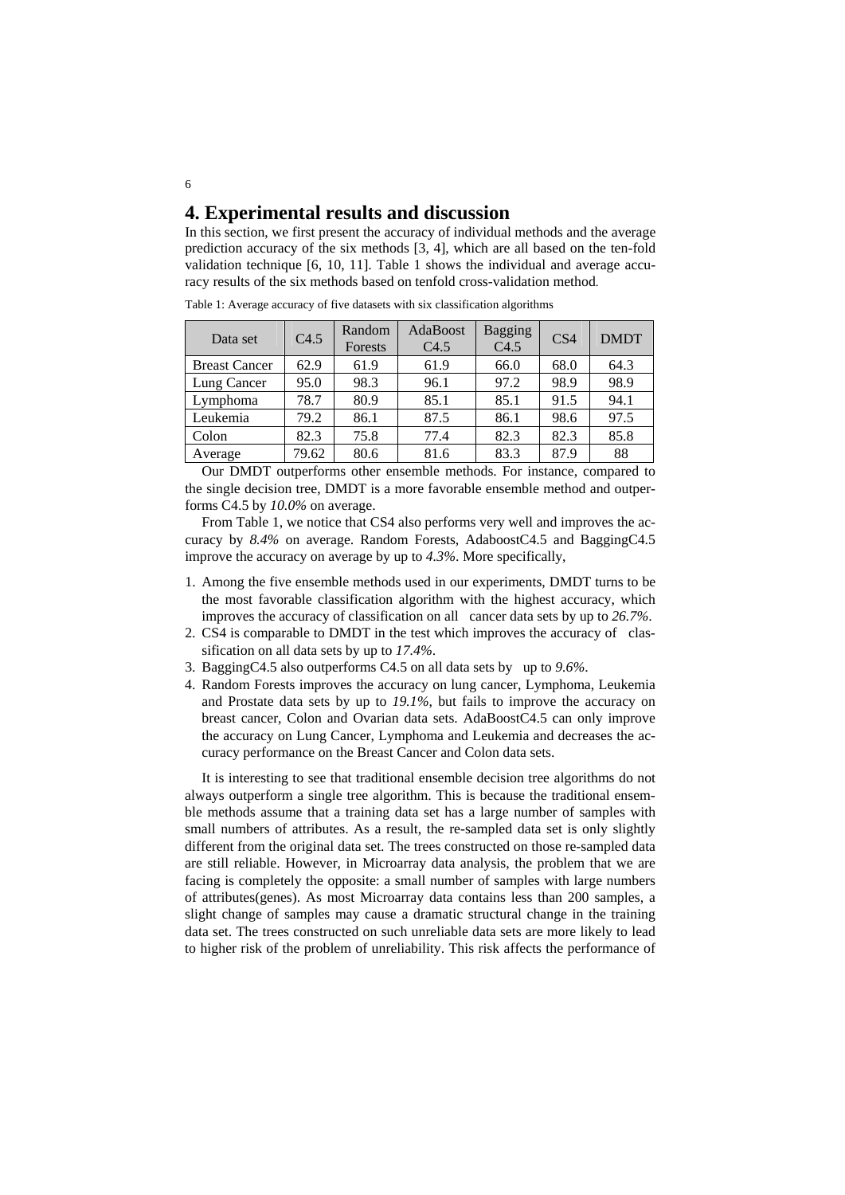## 4. Experimental results and discussion

In this section, we first present the accuracy of individual methods and the average prediction accuracy of the six methods [3, 4], which are all based on the ten-fold validation technique [6, 10, 11]. Table 1 shows the individual and average accuracy results of the six methods based on tenfold cross-validation method.

Table 1: Average accuracy of five datasets with six classification algorithms

| Data set | C4.5 | Random Forests | AdaBoost C4.5 | Bagging C4.5 | CS4 | DMDT |
|---|---|---|---|---|---|---|
| Breast Cancer | 62.9 | 61.9 | 61.9 | 66.0 | 68.0 | 64.3 |
| Lung Cancer | 95.0 | 98.3 | 96.1 | 97.2 | 98.9 | 98.9 |
| Lymphoma | 78.7 | 80.9 | 85.1 | 85.1 | 91.5 | 94.1 |
| Leukemia | 79.2 | 86.1 | 87.5 | 86.1 | 98.6 | 97.5 |
| Colon | 82.3 | 75.8 | 77.4 | 82.3 | 82.3 | 85.8 |
| Average | 79.62 | 80.6 | 81.6 | 83.3 | 87.9 | 88 |

Our DMDT outperforms other ensemble methods. For instance, compared to the single decision tree, DMDT is a more favorable ensemble method and outperforms C4.5 by *10.0%* on average.

From Table 1, we notice that CS4 also performs very well and improves the accuracy by *8.4%* on average. Random Forests, AdaboostC4.5 and BaggingC4.5 improve the accuracy on average by up to *4.3%*. More specifically,

1. Among the five ensemble methods used in our experiments, DMDT turns to be the most favorable classification algorithm with the highest accuracy, which improves the accuracy of classification on all cancer data sets by up to *26.7%*.
2. CS4 is comparable to DMDT in the test which improves the accuracy of classification on all data sets by up to *17.4%*.
3. BaggingC4.5 also outperforms C4.5 on all data sets by up to *9.6%*.
4. Random Forests improves the accuracy on lung cancer, Lymphoma, Leukemia and Prostate data sets by up to *19.1%*, but fails to improve the accuracy on breast cancer, Colon and Ovarian data sets. AdaBoostC4.5 can only improve the accuracy on Lung Cancer, Lymphoma and Leukemia and decreases the accuracy performance on the Breast Cancer and Colon data sets.

It is interesting to see that traditional ensemble decision tree algorithms do not always outperform a single tree algorithm. This is because the traditional ensemble methods assume that a training data set has a large number of samples with small numbers of attributes. As a result, the re-sampled data set is only slightly different from the original data set. The trees constructed on those re-sampled data are still reliable. However, in Microarray data analysis, the problem that we are facing is completely the opposite: a small number of samples with large numbers of attributes(genes). As most Microarray data contains less than 200 samples, a slight change of samples may cause a dramatic structural change in the training data set. The trees constructed on such unreliable data sets are more likely to lead to higher risk of the problem of unreliability. This risk affects the performance of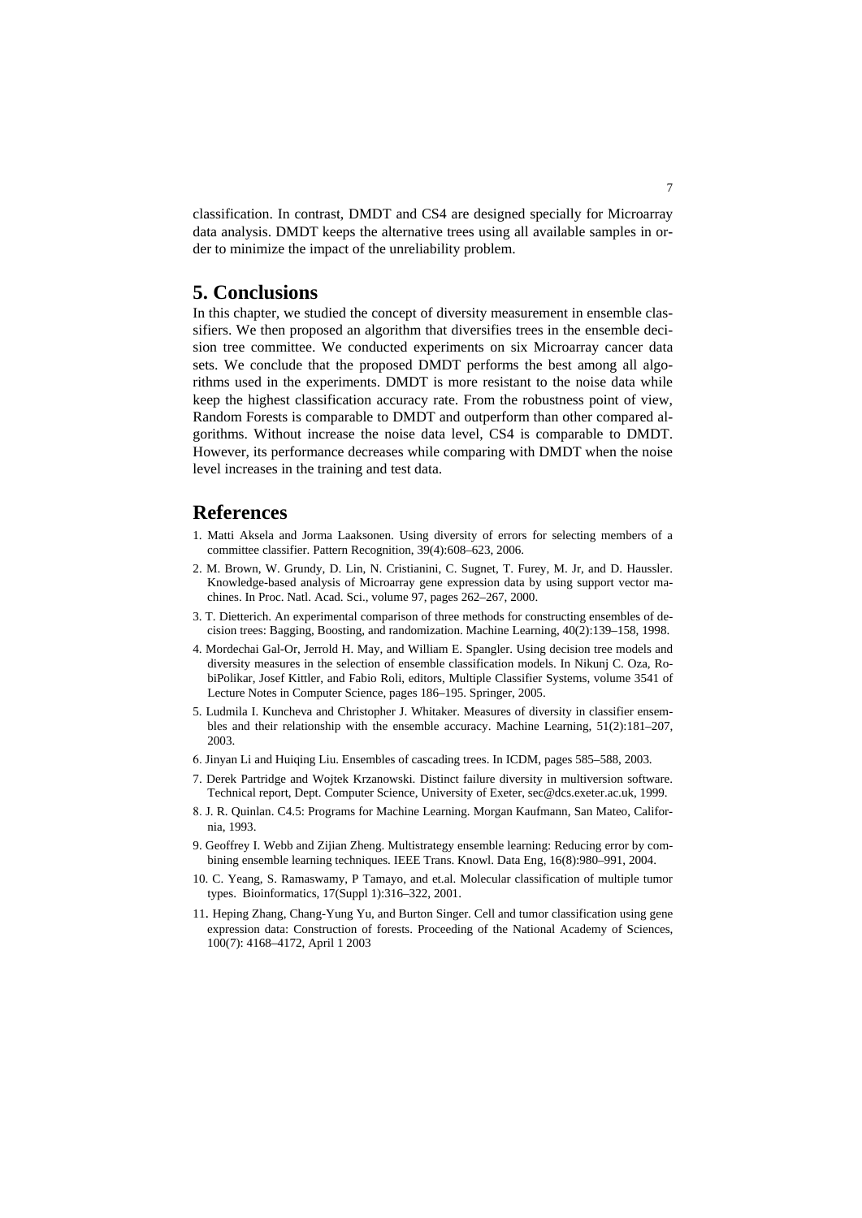classification. In contrast, DMDT and CS4 are designed specially for Microarray data analysis. DMDT keeps the alternative trees using all available samples in order to minimize the impact of the unreliability problem.

## 5. Conclusions

In this chapter, we studied the concept of diversity measurement in ensemble classifiers. We then proposed an algorithm that diversifies trees in the ensemble decision tree committee. We conducted experiments on six Microarray cancer data sets. We conclude that the proposed DMDT performs the best among all algorithms used in the experiments. DMDT is more resistant to the noise data while keep the highest classification accuracy rate. From the robustness point of view, Random Forests is comparable to DMDT and outperform than other compared algorithms. Without increase the noise data level, CS4 is comparable to DMDT. However, its performance decreases while comparing with DMDT when the noise level increases in the training and test data.

## References

1. Matti Aksela and Jorma Laaksonen. Using diversity of errors for selecting members of a committee classifier. Pattern Recognition, 39(4):608–623, 2006.
2. M. Brown, W. Grundy, D. Lin, N. Cristianini, C. Sugnet, T. Furey, M. Jr, and D. Haussler. Knowledge-based analysis of Microarray gene expression data by using support vector machines. In Proc. Natl. Acad. Sci., volume 97, pages 262–267, 2000.
3. T. Dietterich. An experimental comparison of three methods for constructing ensembles of decision trees: Bagging, Boosting, and randomization. Machine Learning, 40(2):139–158, 1998.
4. Mordechai Gal-Or, Jerrold H. May, and William E. Spangler. Using decision tree models and diversity measures in the selection of ensemble classification models. In Nikunj C. Oza, RobiPolikar, Josef Kittler, and Fabio Roli, editors, Multiple Classifier Systems, volume 3541 of Lecture Notes in Computer Science, pages 186–195. Springer, 2005.
5. Ludmila I. Kuncheva and Christopher J. Whitaker. Measures of diversity in classifier ensembles and their relationship with the ensemble accuracy. Machine Learning, 51(2):181–207, 2003.
6. Jinyan Li and Huiqing Liu. Ensembles of cascading trees. In ICDM, pages 585–588, 2003.
7. Derek Partridge and Wojtek Krzanowski. Distinct failure diversity in multiversion software. Technical report, Dept. Computer Science, University of Exeter, sec@dcs.exeter.ac.uk, 1999.
8. J. R. Quinlan. C4.5: Programs for Machine Learning. Morgan Kaufmann, San Mateo, California, 1993.
9. Geoffrey I. Webb and Zijian Zheng. Multistrategy ensemble learning: Reducing error by combining ensemble learning techniques. IEEE Trans. Knowl. Data Eng, 16(8):980–991, 2004.
10. C. Yeang, S. Ramaswamy, P Tamayo, and et.al. Molecular classification of multiple tumor types. Bioinformatics, 17(Suppl 1):316–322, 2001.
11. Heping Zhang, Chang-Yung Yu, and Burton Singer. Cell and tumor classification using gene expression data: Construction of forests. Proceeding of the National Academy of Sciences, 100(7): 4168–4172, April 1 2003